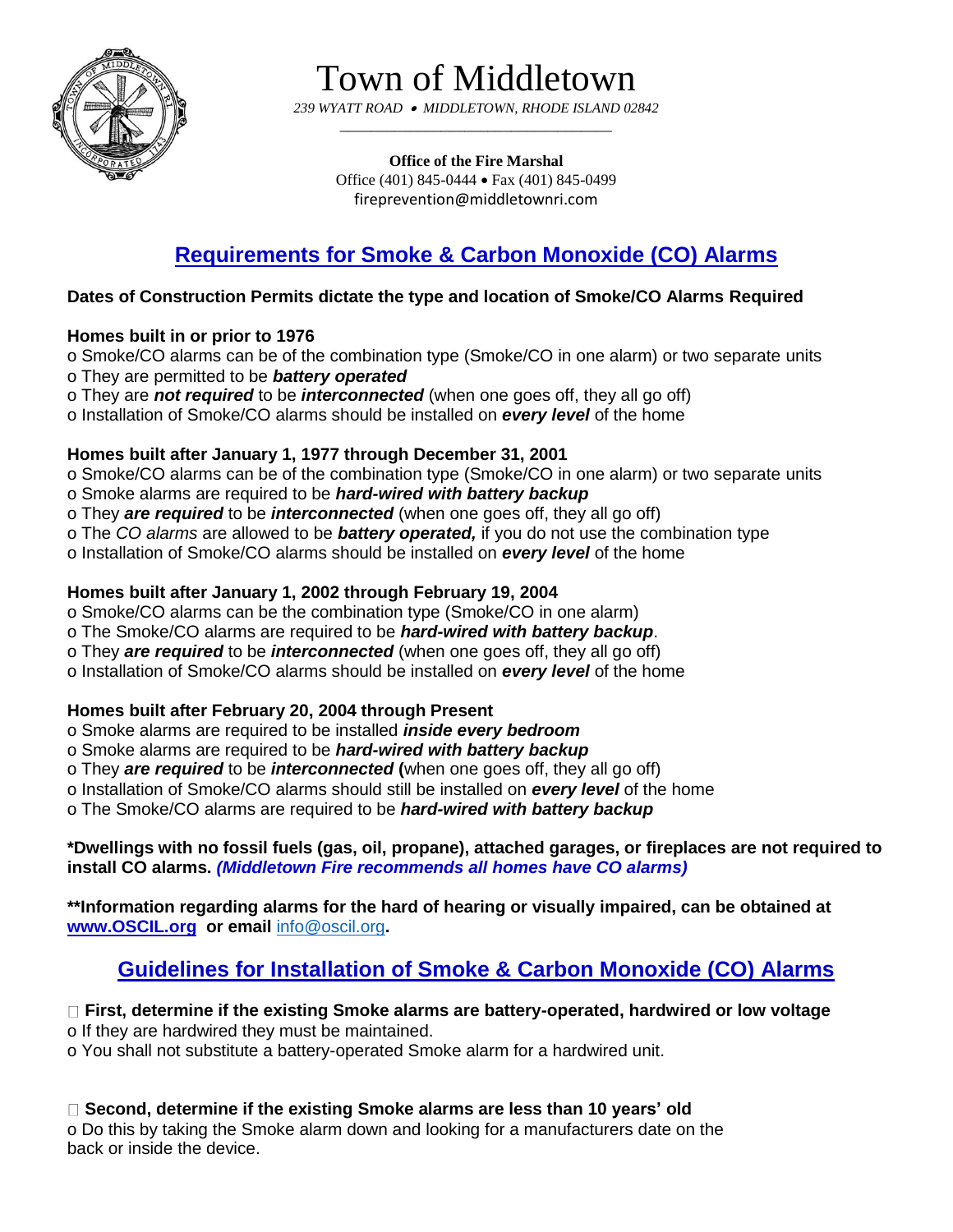# Town of Middletown

*239 WYATT ROAD • MIDDLETOWN, RHODE ISLAND 02842*

**Office of the Fire Marshal**
Office (401) 845-0444 • Fax (401) 845-0499
fireprevention@middletownri.com

## Requirements for Smoke & Carbon Monoxide (CO) Alarms

**Dates of Construction Permits dictate the type and location of Smoke/CO Alarms Required**

**Homes built in or prior to 1976**

- Smoke/CO alarms can be of the combination type (Smoke/CO in one alarm) or two separate units
- They are permitted to be ***battery operated***
- They are ***not required*** to be ***interconnected*** (when one goes off, they all go off)
- Installation of Smoke/CO alarms should be installed on ***every level*** of the home

**Homes built after January 1, 1977 through December 31, 2001**

- Smoke/CO alarms can be of the combination type (Smoke/CO in one alarm) or two separate units
- Smoke alarms are required to be ***hard-wired with battery backup***
- They ***are required*** to be ***interconnected*** (when one goes off, they all go off)
- The *CO alarms* are allowed to be ***battery operated,*** if you do not use the combination type
- Installation of Smoke/CO alarms should be installed on ***every level*** of the home

**Homes built after January 1, 2002 through February 19, 2004**

- Smoke/CO alarms can be the combination type (Smoke/CO in one alarm)
- The Smoke/CO alarms are required to be ***hard-wired with battery backup***.
- They ***are required*** to be ***interconnected*** (when one goes off, they all go off)
- Installation of Smoke/CO alarms should be installed on ***every level*** of the home

**Homes built after February 20, 2004 through Present**

- Smoke alarms are required to be installed ***inside every bedroom***
- Smoke alarms are required to be ***hard-wired with battery backup***
- They ***are required*** to be ***interconnected*** **(**when one goes off, they all go off)
- Installation of Smoke/CO alarms should still be installed on ***every level*** of the home
- The Smoke/CO alarms are required to be ***hard-wired with battery backup***

**\*Dwellings with no fossil fuels (gas, oil, propane), attached garages, or fireplaces are not required to install CO alarms. *(Middletown Fire recommends all homes have CO alarms)***

**\*\*Information regarding alarms for the hard of hearing or visually impaired, can be obtained at www.OSCIL.org or email** info@oscil.org**.**

## Guidelines for Installation of Smoke & Carbon Monoxide (CO) Alarms

☐ **First, determine if the existing Smoke alarms are battery-operated, hardwired or low voltage**

- If they are hardwired they must be maintained.
- You shall not substitute a battery-operated Smoke alarm for a hardwired unit.

☐ **Second, determine if the existing Smoke alarms are less than 10 years' old**

- Do this by taking the Smoke alarm down and looking for a manufacturers date on the back or inside the device.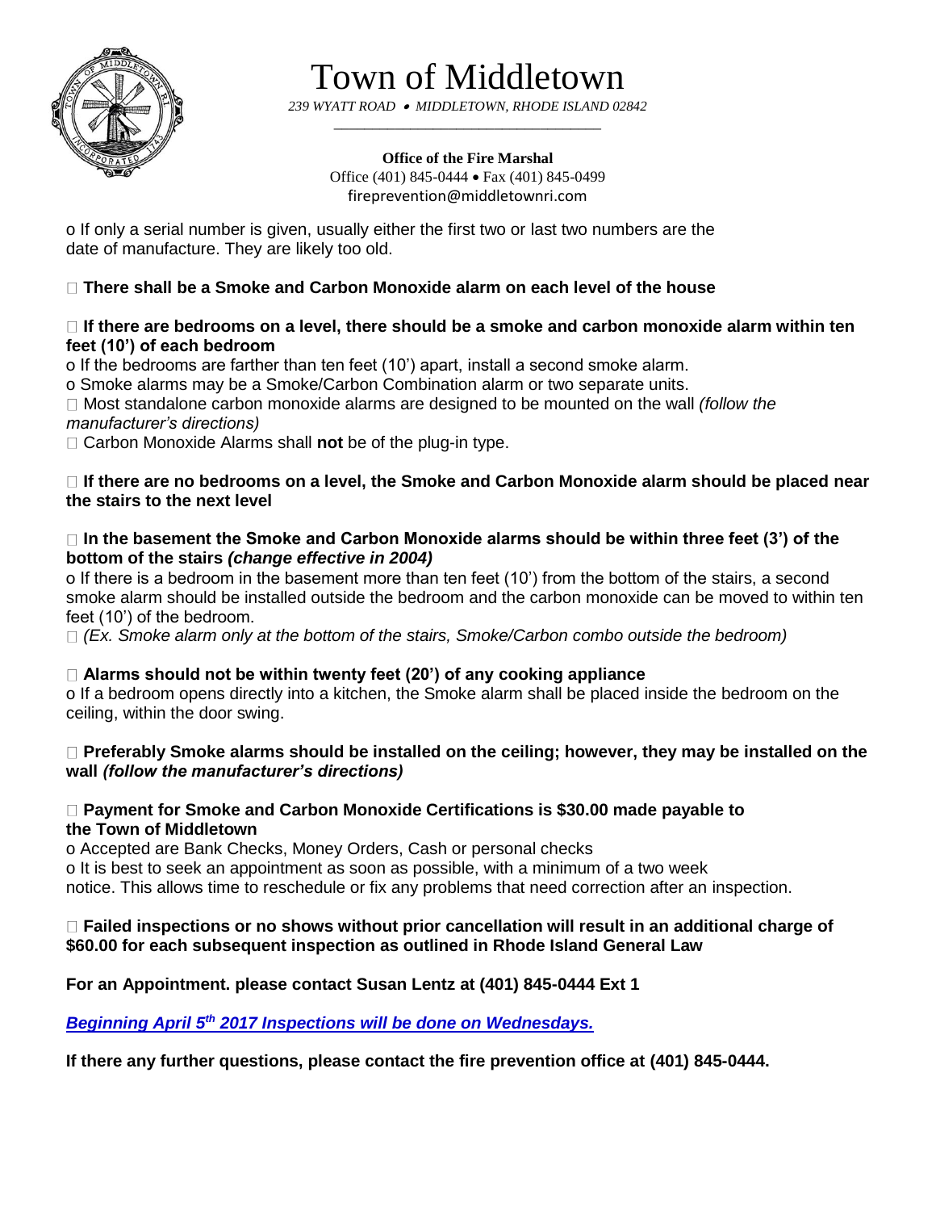# Town of Middletown

*239 WYATT ROAD • MIDDLETOWN, RHODE ISLAND 02842*

**Office of the Fire Marshal**
Office (401) 845-0444 • Fax (401) 845-0499
fireprevention@middletownri.com

- If only a serial number is given, usually either the first two or last two numbers are the date of manufacture. They are likely too old.

- **There shall be a Smoke and Carbon Monoxide alarm on each level of the house**

- **If there are bedrooms on a level, there should be a smoke and carbon monoxide alarm within ten feet (10') of each bedroom**
  - If the bedrooms are farther than ten feet (10') apart, install a second smoke alarm.
  - Smoke alarms may be a Smoke/Carbon Combination alarm or two separate units.
- Most standalone carbon monoxide alarms are designed to be mounted on the wall *(follow the manufacturer's directions)*
- Carbon Monoxide Alarms shall **not** be of the plug-in type.

- **If there are no bedrooms on a level, the Smoke and Carbon Monoxide alarm should be placed near the stairs to the next level**

- **In the basement the Smoke and Carbon Monoxide alarms should be within three feet (3') of the bottom of the stairs *(change effective in 2004)***
  - If there is a bedroom in the basement more than ten feet (10') from the bottom of the stairs, a second smoke alarm should be installed outside the bedroom and the carbon monoxide can be moved to within ten feet (10') of the bedroom.
- *(Ex. Smoke alarm only at the bottom of the stairs, Smoke/Carbon combo outside the bedroom)*

- **Alarms should not be within twenty feet (20') of any cooking appliance**
  - If a bedroom opens directly into a kitchen, the Smoke alarm shall be placed inside the bedroom on the ceiling, within the door swing.

- **Preferably Smoke alarms should be installed on the ceiling; however, they may be installed on the wall *(follow the manufacturer's directions)***

- **Payment for Smoke and Carbon Monoxide Certifications is $30.00 made payable to the Town of Middletown**
  - Accepted are Bank Checks, Money Orders, Cash or personal checks
  - It is best to seek an appointment as soon as possible, with a minimum of a two week notice. This allows time to reschedule or fix any problems that need correction after an inspection.

- **Failed inspections or no shows without prior cancellation will result in an additional charge of $60.00 for each subsequent inspection as outlined in Rhode Island General Law**

**For an Appointment. please contact Susan Lentz at (401) 845-0444 Ext 1**

***Beginning April 5th 2017 Inspections will be done on Wednesdays.***

**If there any further questions, please contact the fire prevention office at (401) 845-0444.**